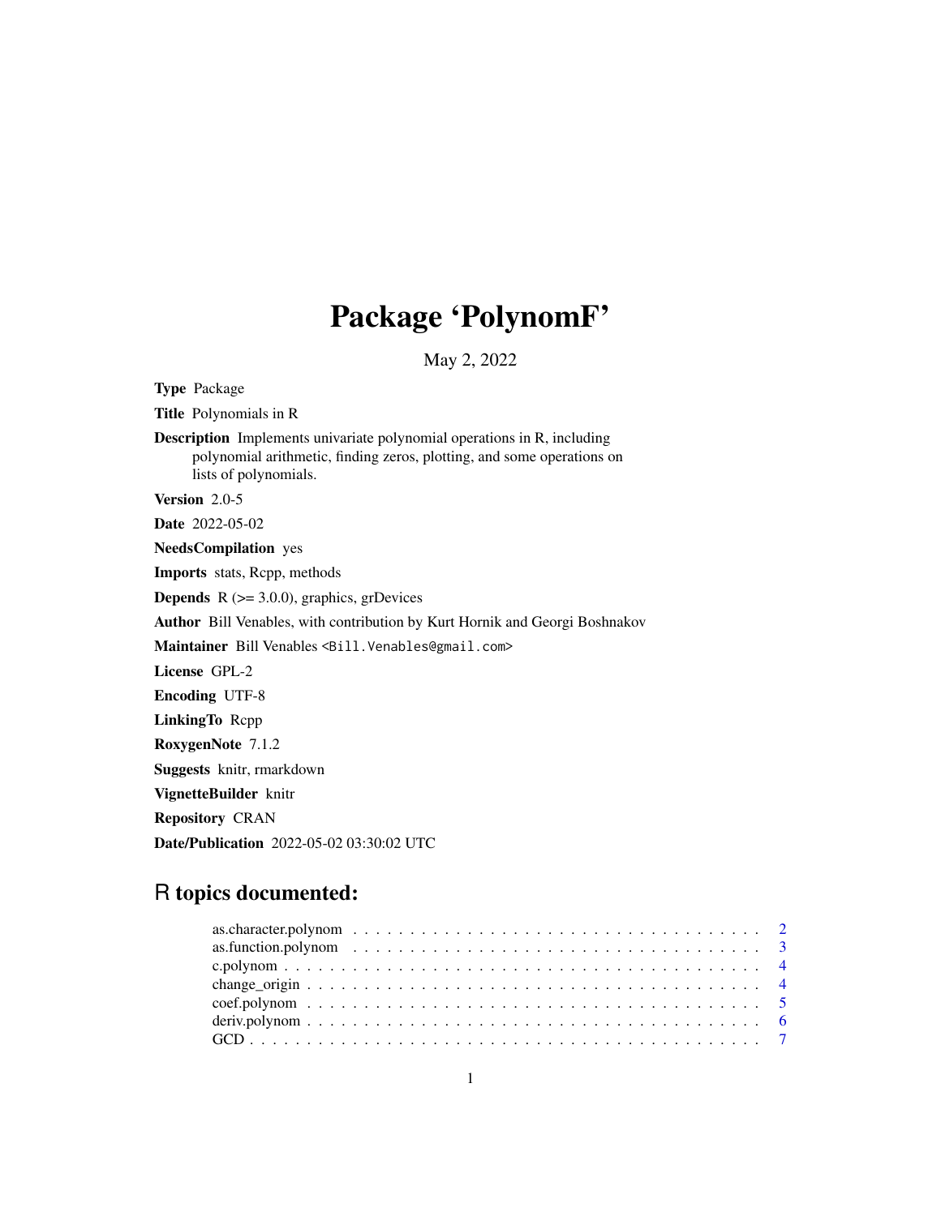# Package 'PolynomF'

May 2, 2022

**Type** Package

**Title** Polynomials in R

**Description** Implements univariate polynomial operations in R, including polynomial arithmetic, finding zeros, plotting, and some operations on lists of polynomials.

**Version** 2.0-5

**Date** 2022-05-02

**NeedsCompilation** yes

**Imports** stats, Rcpp, methods

**Depends** R (>= 3.0.0), graphics, grDevices

**Author** Bill Venables, with contribution by Kurt Hornik and Georgi Boshnakov

**Maintainer** Bill Venables <Bill.Venables@gmail.com>

**License** GPL-2

**Encoding** UTF-8

**LinkingTo** Rcpp

**RoxygenNote** 7.1.2

**Suggests** knitr, rmarkdown

**VignetteBuilder** knitr

**Repository** CRAN

**Date/Publication** 2022-05-02 03:30:02 UTC

## R topics documented:

| | |
|---|---|
| as.character.polynom | 2 |
| as.function.polynom | 3 |
| c.polynom | 4 |
| change_origin | 4 |
| coef.polynom | 5 |
| deriv.polynom | 6 |
| GCD | 7 |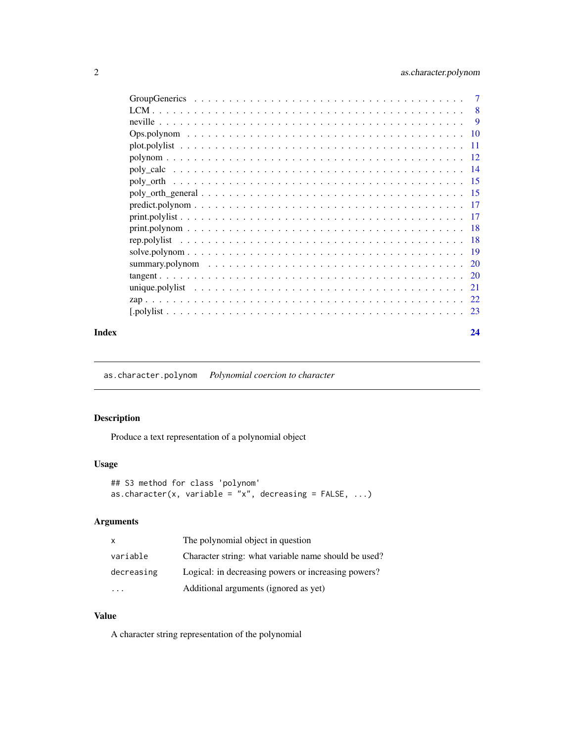GroupGenerics . . . . . . . . . . . . . . . . . . . . . . . . . . . . . . . . . . . . . 7
LCM . . . . . . . . . . . . . . . . . . . . . . . . . . . . . . . . . . . . . . . . . . 8
neville . . . . . . . . . . . . . . . . . . . . . . . . . . . . . . . . . . . . . . . . . 9
Ops.polynom . . . . . . . . . . . . . . . . . . . . . . . . . . . . . . . . . . . . . . 10
plot.polylist . . . . . . . . . . . . . . . . . . . . . . . . . . . . . . . . . . . . . . 11
polynom . . . . . . . . . . . . . . . . . . . . . . . . . . . . . . . . . . . . . . . . 12
poly_calc . . . . . . . . . . . . . . . . . . . . . . . . . . . . . . . . . . . . . . . 14
poly_orth . . . . . . . . . . . . . . . . . . . . . . . . . . . . . . . . . . . . . . . 15
poly_orth_general . . . . . . . . . . . . . . . . . . . . . . . . . . . . . . . . . . . 15
predict.polynom . . . . . . . . . . . . . . . . . . . . . . . . . . . . . . . . . . . . 17
print.polylist . . . . . . . . . . . . . . . . . . . . . . . . . . . . . . . . . . . . . 17
print.polynom . . . . . . . . . . . . . . . . . . . . . . . . . . . . . . . . . . . . . 18
rep.polylist . . . . . . . . . . . . . . . . . . . . . . . . . . . . . . . . . . . . . . 18
solve.polynom . . . . . . . . . . . . . . . . . . . . . . . . . . . . . . . . . . . . . 19
summary.polynom . . . . . . . . . . . . . . . . . . . . . . . . . . . . . . . . . . . . 20
tangent . . . . . . . . . . . . . . . . . . . . . . . . . . . . . . . . . . . . . . . . 20
unique.polylist . . . . . . . . . . . . . . . . . . . . . . . . . . . . . . . . . . . . 21
zap . . . . . . . . . . . . . . . . . . . . . . . . . . . . . . . . . . . . . . . . . . 22
[.polylist . . . . . . . . . . . . . . . . . . . . . . . . . . . . . . . . . . . . . . . 23

**Index** **24**

---

`as.character.polynom` *Polynomial coercion to character*

---

### Description

Produce a text representation of a polynomial object

### Usage

```
## S3 method for class 'polynom'
as.character(x, variable = "x", decreasing = FALSE, ...)
```

### Arguments

| | |
|---|---|
| `x` | The polynomial object in question |
| `variable` | Character string: what variable name should be used? |
| `decreasing` | Logical: in decreasing powers or increasing powers? |
| `...` | Additional arguments (ignored as yet) |

### Value

A character string representation of the polynomial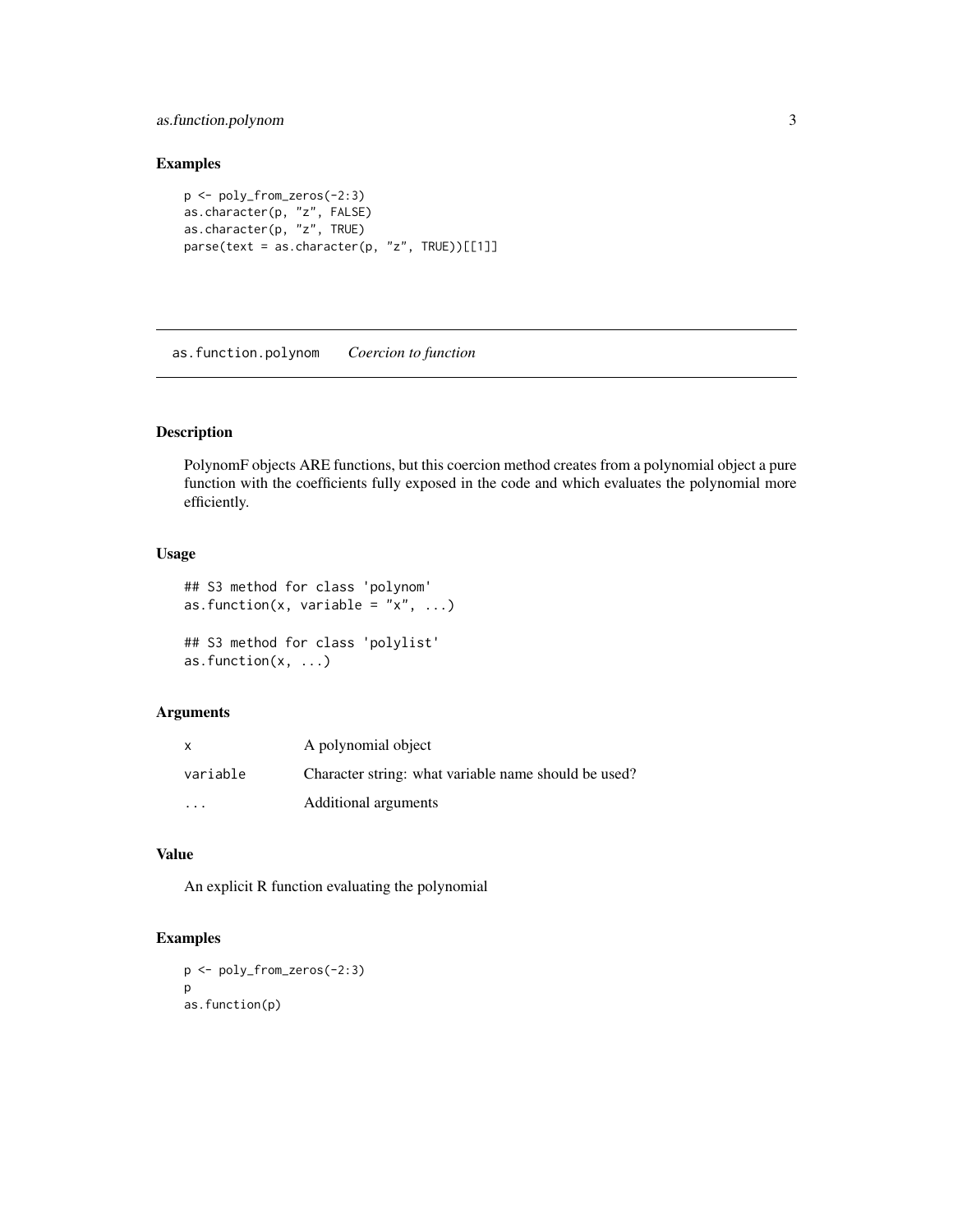## Examples

```
p <- poly_from_zeros(-2:3)
as.character(p, "z", FALSE)
as.character(p, "z", TRUE)
parse(text = as.character(p, "z", TRUE))[[1]]
```

---

# as.function.polynom *Coercion to function*

---

## Description

PolynomF objects ARE functions, but this coercion method creates from a polynomial object a pure function with the coefficients fully exposed in the code and which evaluates the polynomial more efficiently.

## Usage

```
## S3 method for class 'polynom'
as.function(x, variable = "x", ...)

## S3 method for class 'polylist'
as.function(x, ...)
```

## Arguments

| | |
|---|---|
| x | A polynomial object |
| variable | Character string: what variable name should be used? |
| ... | Additional arguments |

## Value

An explicit R function evaluating the polynomial

## Examples

```
p <- poly_from_zeros(-2:3)
p
as.function(p)
```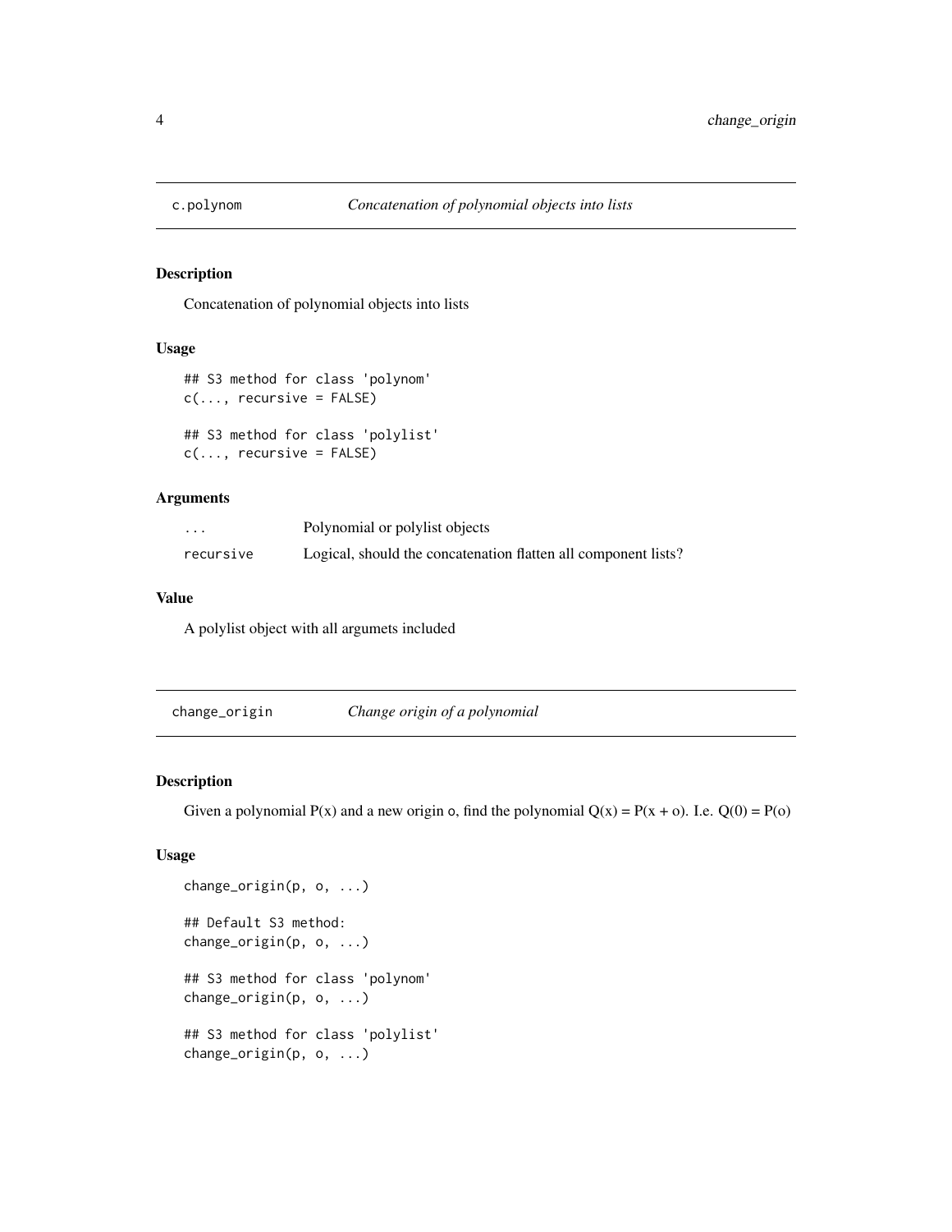## c.polynom — *Concatenation of polynomial objects into lists*

### Description

Concatenation of polynomial objects into lists

### Usage

```
## S3 method for class 'polynom'
c(..., recursive = FALSE)

## S3 method for class 'polylist'
c(..., recursive = FALSE)
```

### Arguments

| | |
|---|---|
| `...` | Polynomial or polylist objects |
| `recursive` | Logical, should the concatenation flatten all component lists? |

### Value

A polylist object with all argumets included

## change_origin — *Change origin of a polynomial*

### Description

Given a polynomial P(x) and a new origin o, find the polynomial Q(x) = P(x + o). I.e. Q(0) = P(o)

### Usage

```
change_origin(p, o, ...)

## Default S3 method:
change_origin(p, o, ...)

## S3 method for class 'polynom'
change_origin(p, o, ...)

## S3 method for class 'polylist'
change_origin(p, o, ...)
```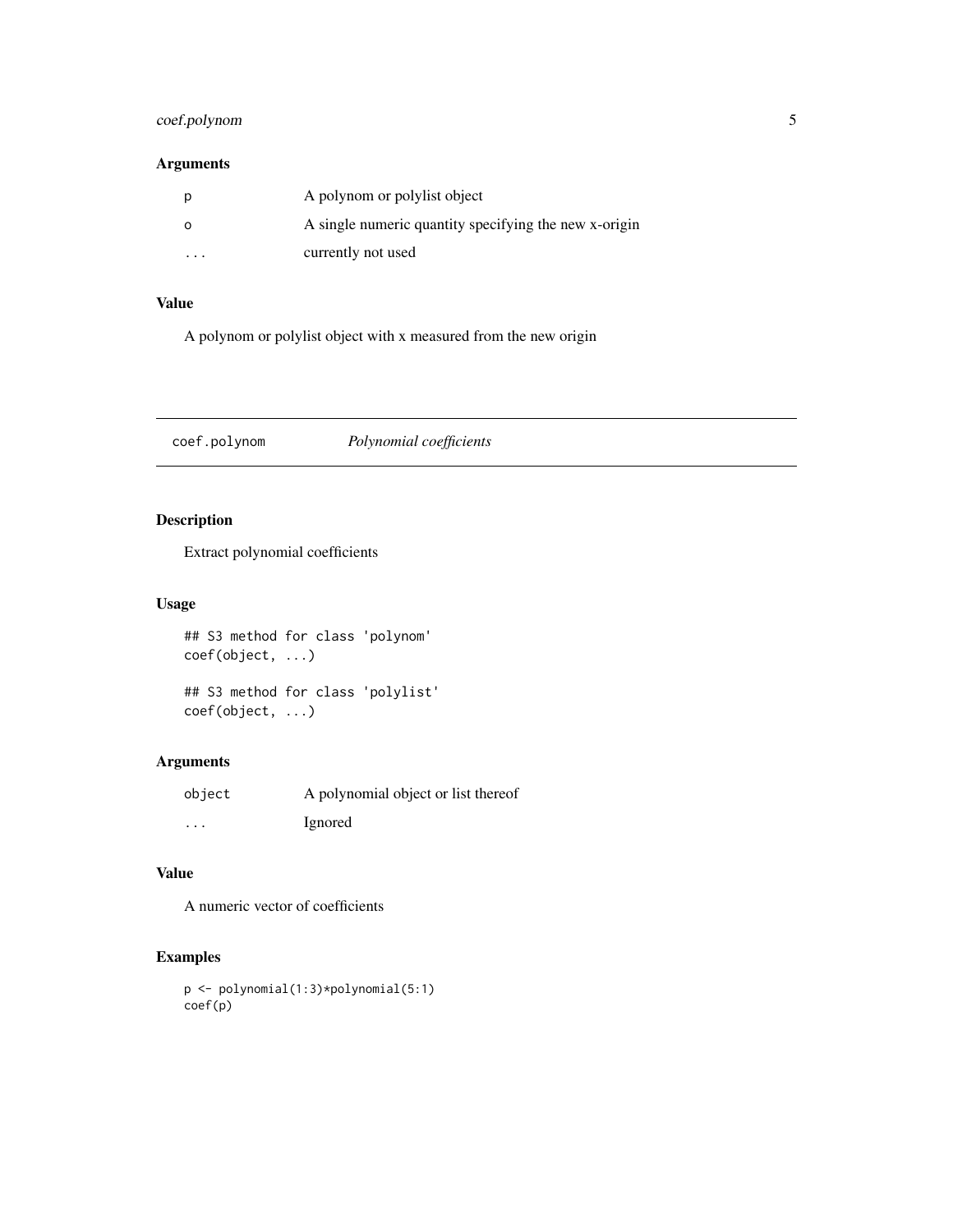### Arguments

| | |
|---|---|
| p | A polynom or polylist object |
| o | A single numeric quantity specifying the new x-origin |
| ... | currently not used |

### Value

A polynom or polylist object with x measured from the new origin

---

## coef.polynom *Polynomial coefficients*

---

### Description

Extract polynomial coefficients

### Usage

```
## S3 method for class 'polynom'
coef(object, ...)

## S3 method for class 'polylist'
coef(object, ...)
```

### Arguments

| | |
|---|---|
| object | A polynomial object or list thereof |
| ... | Ignored |

### Value

A numeric vector of coefficients

### Examples

```
p <- polynomial(1:3)*polynomial(5:1)
coef(p)
```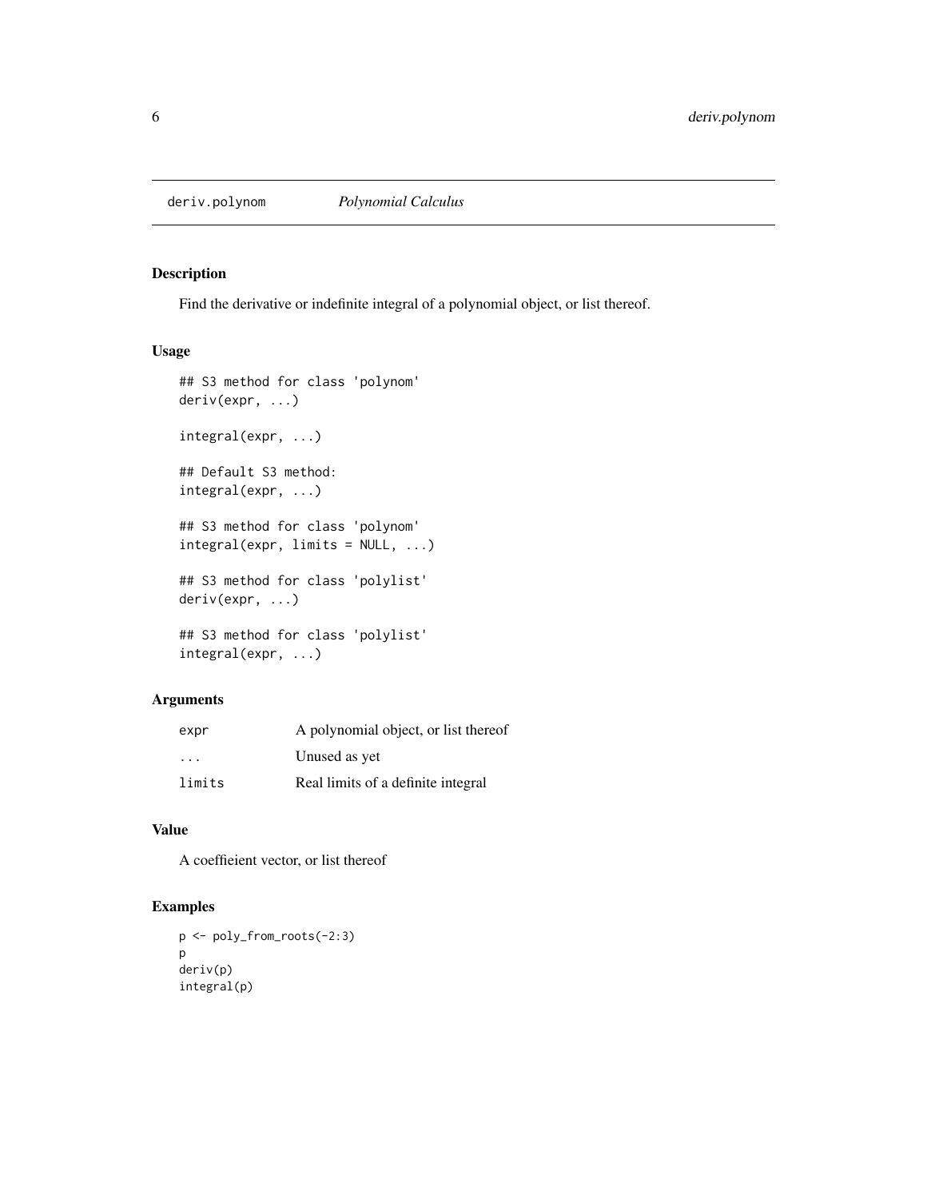# deriv.polynom *Polynomial Calculus*

## Description

Find the derivative or indefinite integral of a polynomial object, or list thereof.

## Usage

```
## S3 method for class 'polynom'
deriv(expr, ...)

integral(expr, ...)

## Default S3 method:
integral(expr, ...)

## S3 method for class 'polynom'
integral(expr, limits = NULL, ...)

## S3 method for class 'polylist'
deriv(expr, ...)

## S3 method for class 'polylist'
integral(expr, ...)
```

## Arguments

| | |
|---|---|
| `expr` | A polynomial object, or list thereof |
| `...` | Unused as yet |
| `limits` | Real limits of a definite integral |

## Value

A coeffieient vector, or list thereof

## Examples

```
p <- poly_from_roots(-2:3)
p
deriv(p)
integral(p)
```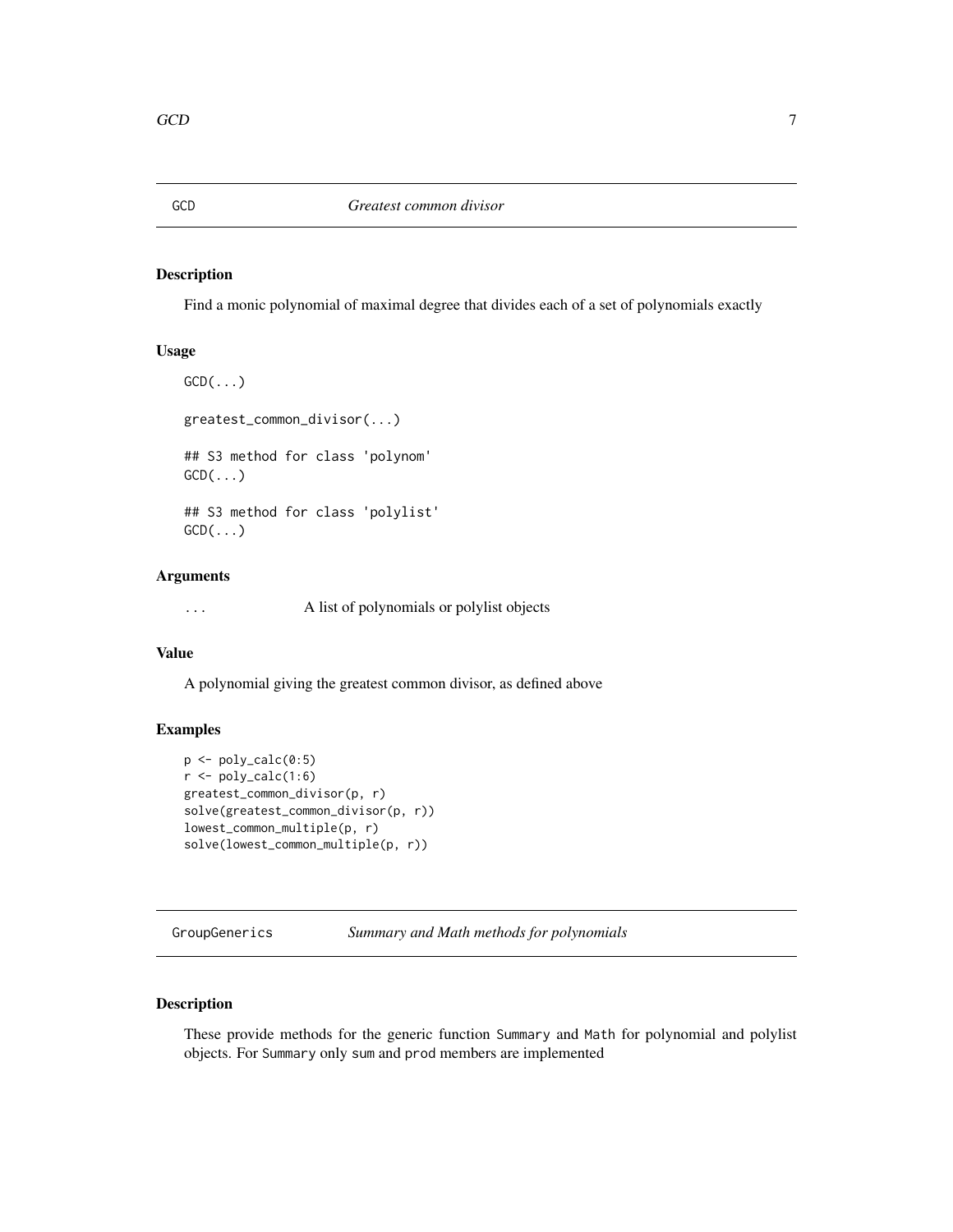## GCD *Greatest common divisor*

### Description

Find a monic polynomial of maximal degree that divides each of a set of polynomials exactly

### Usage

```
GCD(...)

greatest_common_divisor(...)

## S3 method for class 'polynom'
GCD(...)

## S3 method for class 'polylist'
GCD(...)
```

### Arguments

| | |
|---|---|
| ... | A list of polynomials or polylist objects |

### Value

A polynomial giving the greatest common divisor, as defined above

### Examples

```
p <- poly_calc(0:5)
r <- poly_calc(1:6)
greatest_common_divisor(p, r)
solve(greatest_common_divisor(p, r))
lowest_common_multiple(p, r)
solve(lowest_common_multiple(p, r))
```

## GroupGenerics *Summary and Math methods for polynomials*

### Description

These provide methods for the generic function Summary and Math for polynomial and polylist objects. For Summary only sum and prod members are implemented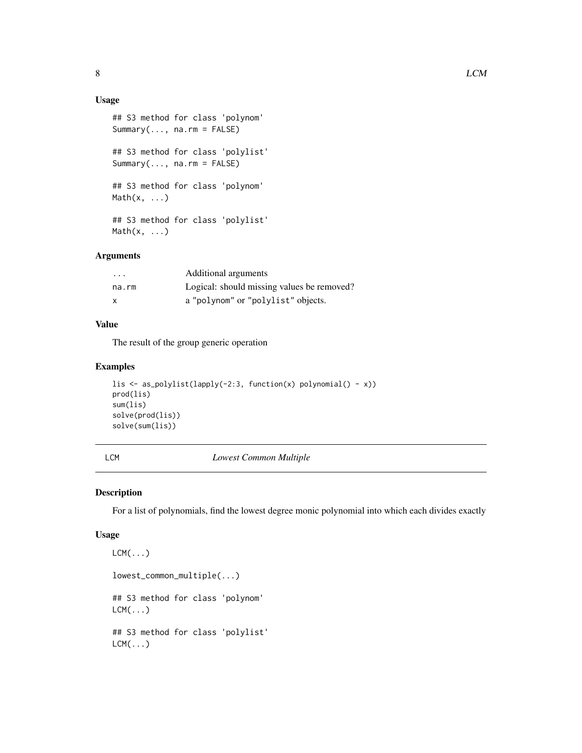## Usage

```
## S3 method for class 'polynom'
Summary(..., na.rm = FALSE)

## S3 method for class 'polylist'
Summary(..., na.rm = FALSE)

## S3 method for class 'polynom'
Math(x, ...)

## S3 method for class 'polylist'
Math(x, ...)
```

## Arguments

| | |
|---|---|
| `...` | Additional arguments |
| `na.rm` | Logical: should missing values be removed? |
| `x` | a "polynom" or "polylist" objects. |

## Value

The result of the group generic operation

## Examples

```
lis <- as_polylist(lapply(-2:3, function(x) polynomial() - x))
prod(lis)
sum(lis)
solve(prod(lis))
solve(sum(lis))
```

---

# LCM *Lowest Common Multiple*

## Description

For a list of polynomials, find the lowest degree monic polynomial into which each divides exactly

## Usage

```
LCM(...)

lowest_common_multiple(...)

## S3 method for class 'polynom'
LCM(...)

## S3 method for class 'polylist'
LCM(...)
```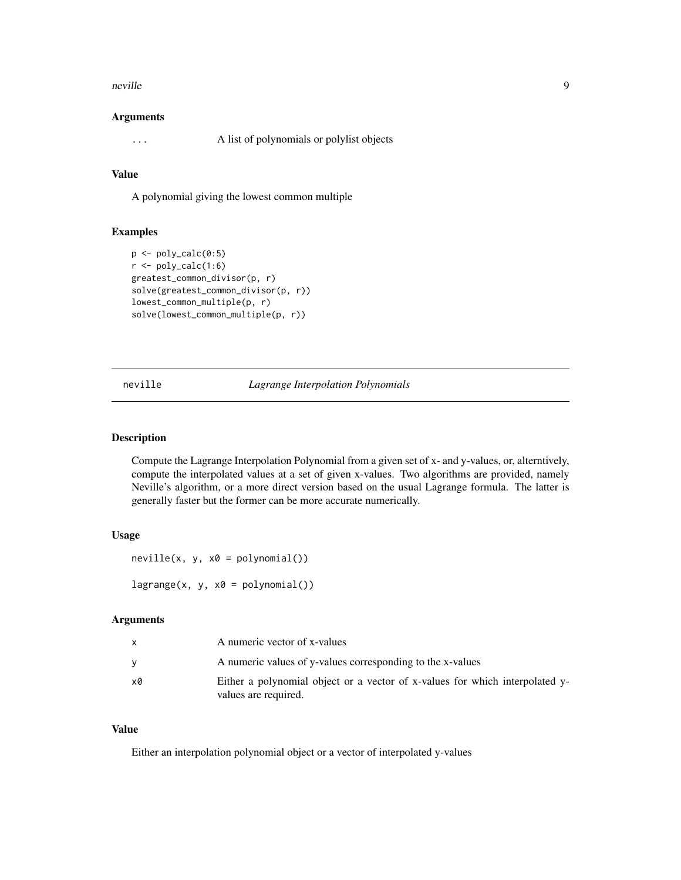### Arguments

| | |
|---|---|
| ... | A list of polynomials or polylist objects |

### Value

A polynomial giving the lowest common multiple

### Examples

```
p <- poly_calc(0:5)
r <- poly_calc(1:6)
greatest_common_divisor(p, r)
solve(greatest_common_divisor(p, r))
lowest_common_multiple(p, r)
solve(lowest_common_multiple(p, r))
```

---

## neville *Lagrange Interpolation Polynomials*

---

### Description

Compute the Lagrange Interpolation Polynomial from a given set of x- and y-values, or, alterntively, compute the interpolated values at a set of given x-values. Two algorithms are provided, namely Neville's algorithm, or a more direct version based on the usual Lagrange formula. The latter is generally faster but the former can be more accurate numerically.

### Usage

```
neville(x, y, x0 = polynomial())

lagrange(x, y, x0 = polynomial())
```

### Arguments

| | |
|---|---|
| x | A numeric vector of x-values |
| y | A numeric values of y-values corresponding to the x-values |
| x0 | Either a polynomial object or a vector of x-values for which interpolated y-values are required. |

### Value

Either an interpolation polynomial object or a vector of interpolated y-values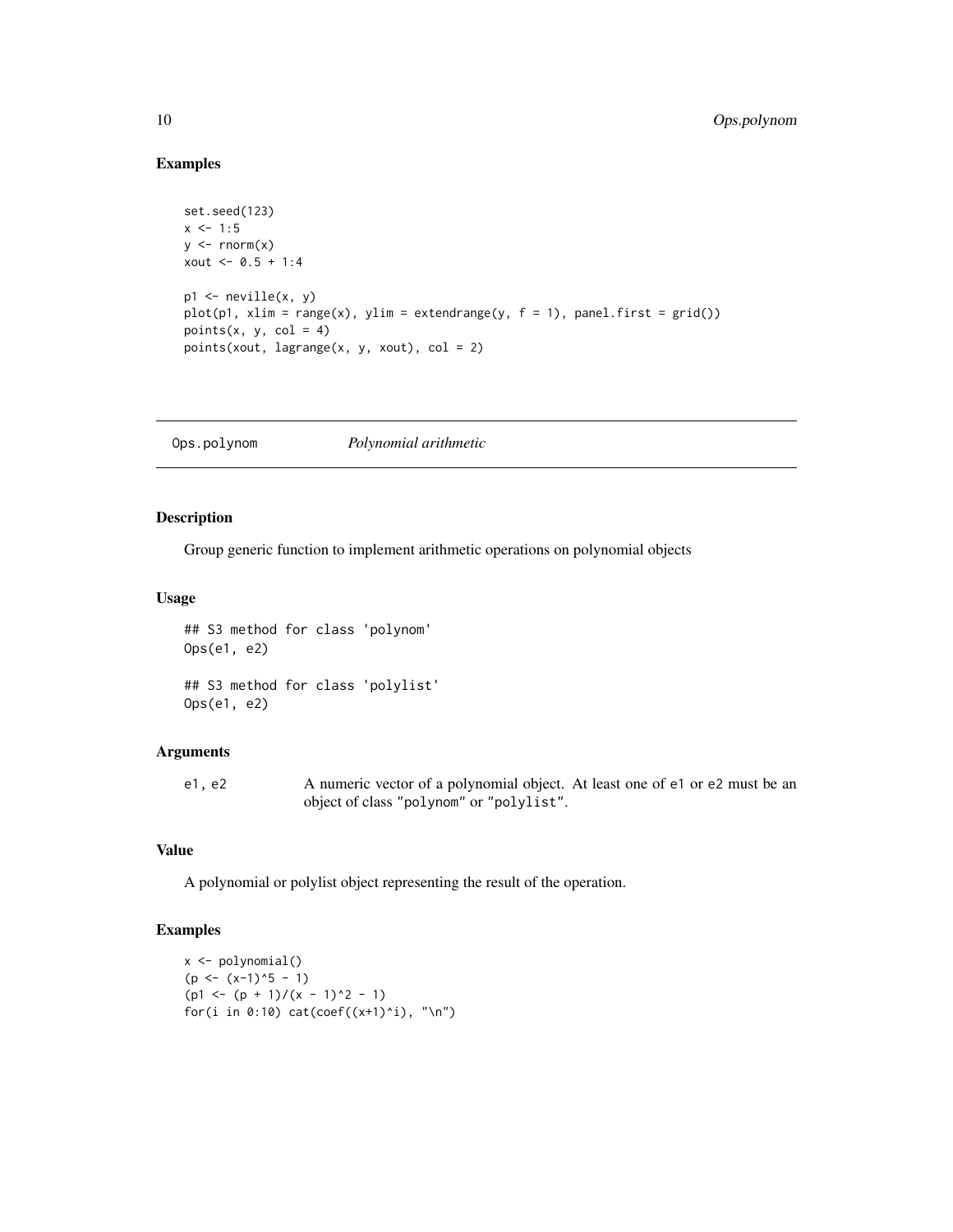### Examples

```
set.seed(123)
x <- 1:5
y <- rnorm(x)
xout <- 0.5 + 1:4

p1 <- neville(x, y)
plot(p1, xlim = range(x), ylim = extendrange(y, f = 1), panel.first = grid())
points(x, y, col = 4)
points(xout, lagrange(x, y, xout), col = 2)
```

---

## Ops.polynom — *Polynomial arithmetic*

### Description

Group generic function to implement arithmetic operations on polynomial objects

### Usage

```
## S3 method for class 'polynom'
Ops(e1, e2)

## S3 method for class 'polylist'
Ops(e1, e2)
```

### Arguments

| | |
|---|---|
| `e1, e2` | A numeric vector of a polynomial object. At least one of `e1` or `e2` must be an object of class `"polynom"` or `"polylist"`. |

### Value

A polynomial or polylist object representing the result of the operation.

### Examples

```
x <- polynomial()
(p <- (x-1)^5 - 1)
(p1 <- (p + 1)/(x - 1)^2 - 1)
for(i in 0:10) cat(coef((x+1)^i), "\n")
```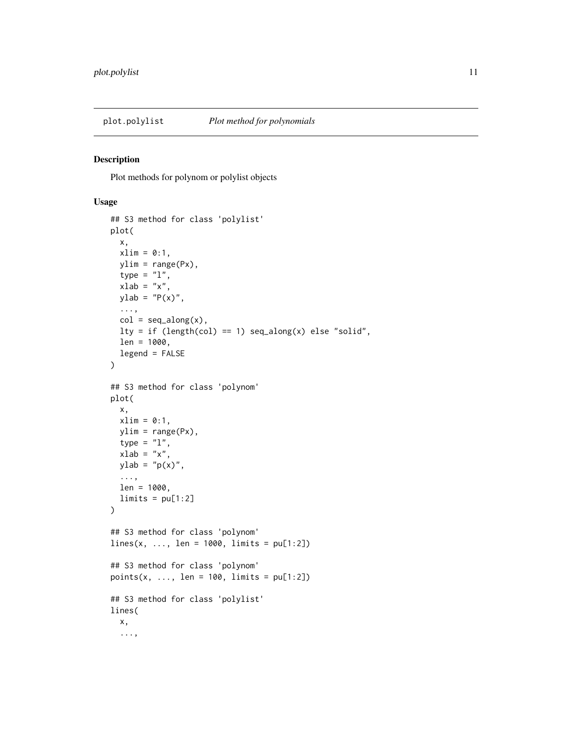plot.polylist *Plot method for polynomials*

## Description

Plot methods for polynom or polylist objects

## Usage

```
## S3 method for class 'polylist'
plot(
  x,
  xlim = 0:1,
  ylim = range(Px),
  type = "l",
  xlab = "x",
  ylab = "P(x)",
  ...,
  col = seq_along(x),
  lty = if (length(col) == 1) seq_along(x) else "solid",
  len = 1000,
  legend = FALSE
)

## S3 method for class 'polynom'
plot(
  x,
  xlim = 0:1,
  ylim = range(Px),
  type = "l",
  xlab = "x",
  ylab = "p(x)",
  ...,
  len = 1000,
  limits = pu[1:2]
)

## S3 method for class 'polynom'
lines(x, ..., len = 1000, limits = pu[1:2])

## S3 method for class 'polynom'
points(x, ..., len = 100, limits = pu[1:2])

## S3 method for class 'polylist'
lines(
  x,
  ...,
```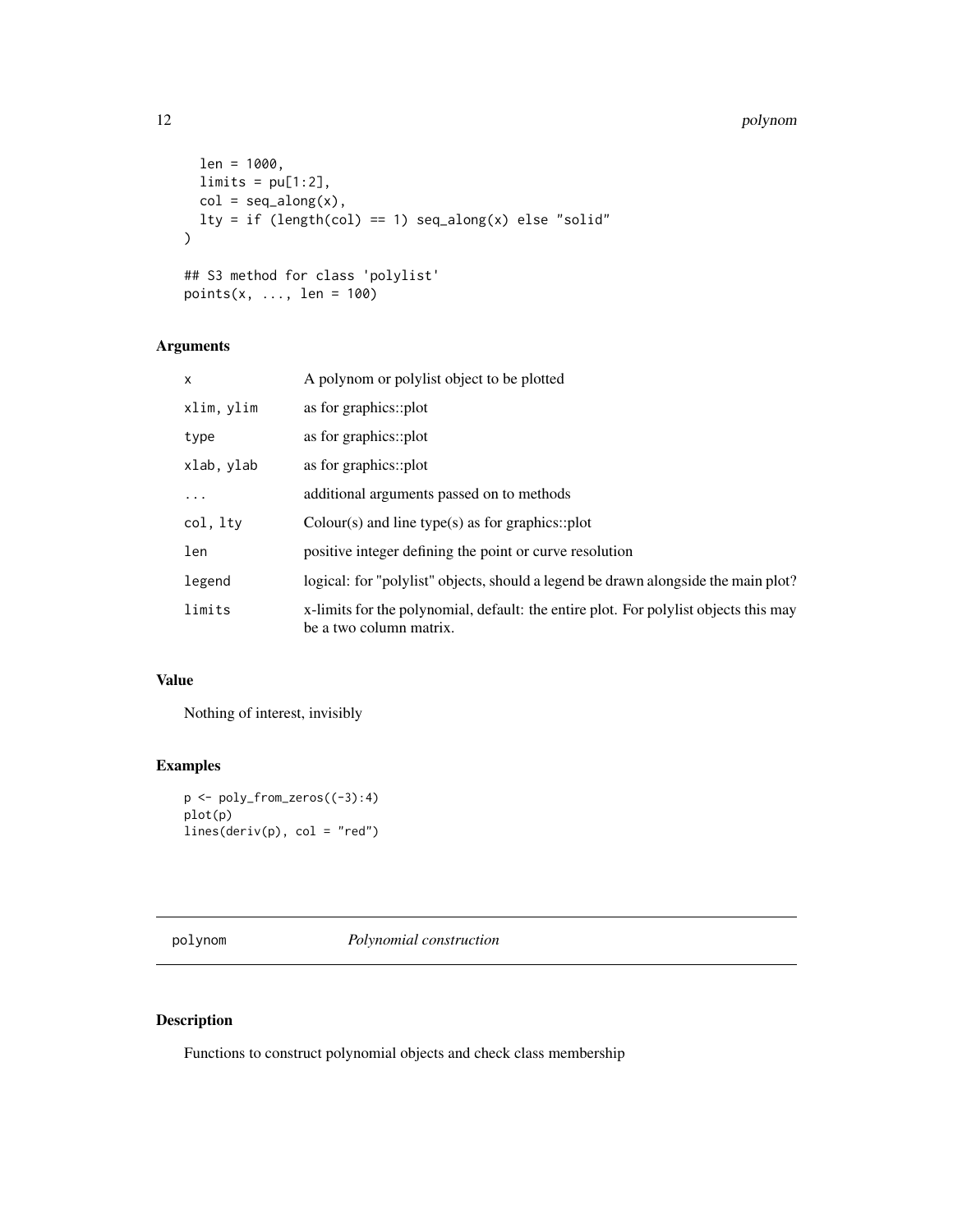```
  len = 1000,
  limits = pu[1:2],
  col = seq_along(x),
  lty = if (length(col) == 1) seq_along(x) else "solid"
)

## S3 method for class 'polylist'
points(x, ..., len = 100)
```

### Arguments

| | |
|---|---|
| `x` | A polynom or polylist object to be plotted |
| `xlim, ylim` | as for graphics::plot |
| `type` | as for graphics::plot |
| `xlab, ylab` | as for graphics::plot |
| `...` | additional arguments passed on to methods |
| `col, lty` | Colour(s) and line type(s) as for graphics::plot |
| `len` | positive integer defining the point or curve resolution |
| `legend` | logical: for "polylist" objects, should a legend be drawn alongside the main plot? |
| `limits` | x-limits for the polynomial, default: the entire plot. For polylist objects this may be a two column matrix. |

### Value

Nothing of interest, invisibly

### Examples

```
p <- poly_from_zeros((-3):4)
plot(p)
lines(deriv(p), col = "red")
```

---

## polynom *Polynomial construction*

---

### Description

Functions to construct polynomial objects and check class membership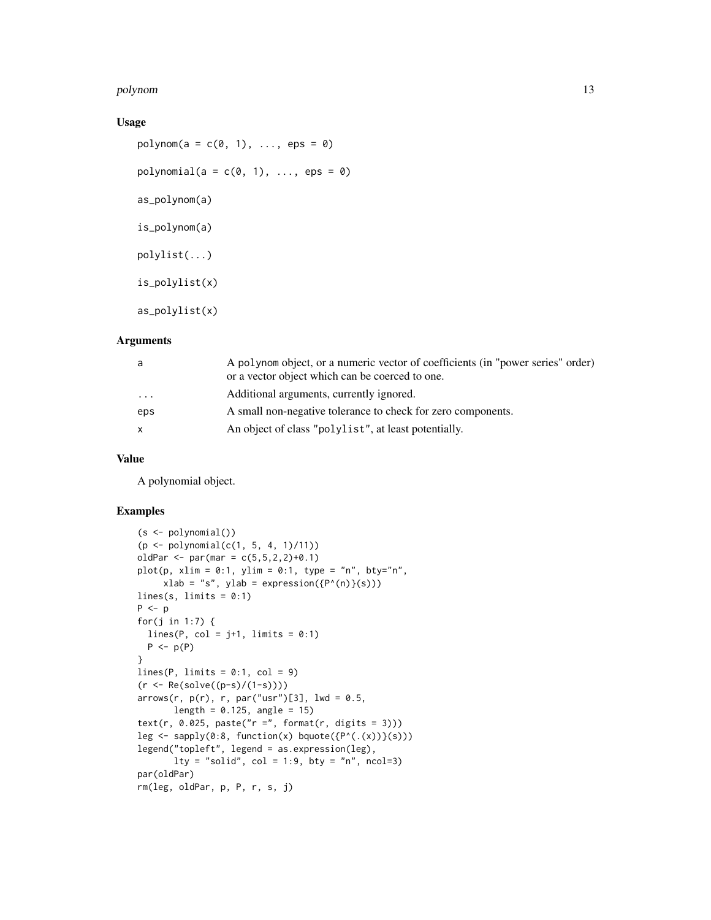## Usage

```
polynom(a = c(0, 1), ..., eps = 0)

polynomial(a = c(0, 1), ..., eps = 0)

as_polynom(a)

is_polynom(a)

polylist(...)

is_polylist(x)

as_polylist(x)
```

## Arguments

| | |
|---|---|
| a | A polynom object, or a numeric vector of coefficients (in "power series" order) or a vector object which can be coerced to one. |
| ... | Additional arguments, currently ignored. |
| eps | A small non-negative tolerance to check for zero components. |
| x | An object of class "polylist", at least potentially. |

## Value

A polynomial object.

## Examples

```
(s <- polynomial())
(p <- polynomial(c(1, 5, 4, 1)/11))
oldPar <- par(mar = c(5,5,2,2)+0.1)
plot(p, xlim = 0:1, ylim = 0:1, type = "n", bty="n",
     xlab = "s", ylab = expression({P^(n)}(s)))
lines(s, limits = 0:1)
P <- p
for(j in 1:7) {
  lines(P, col = j+1, limits = 0:1)
  P <- p(P)
}
lines(P, limits = 0:1, col = 9)
(r <- Re(solve((p-s)/(1-s))))
arrows(r, p(r), r, par("usr")[3], lwd = 0.5,
       length = 0.125, angle = 15)
text(r, 0.025, paste("r =", format(r, digits = 3)))
leg <- sapply(0:8, function(x) bquote({P^(.(x))}(s)))
legend("topleft", legend = as.expression(leg),
       lty = "solid", col = 1:9, bty = "n", ncol=3)
par(oldPar)
rm(leg, oldPar, p, P, r, s, j)
```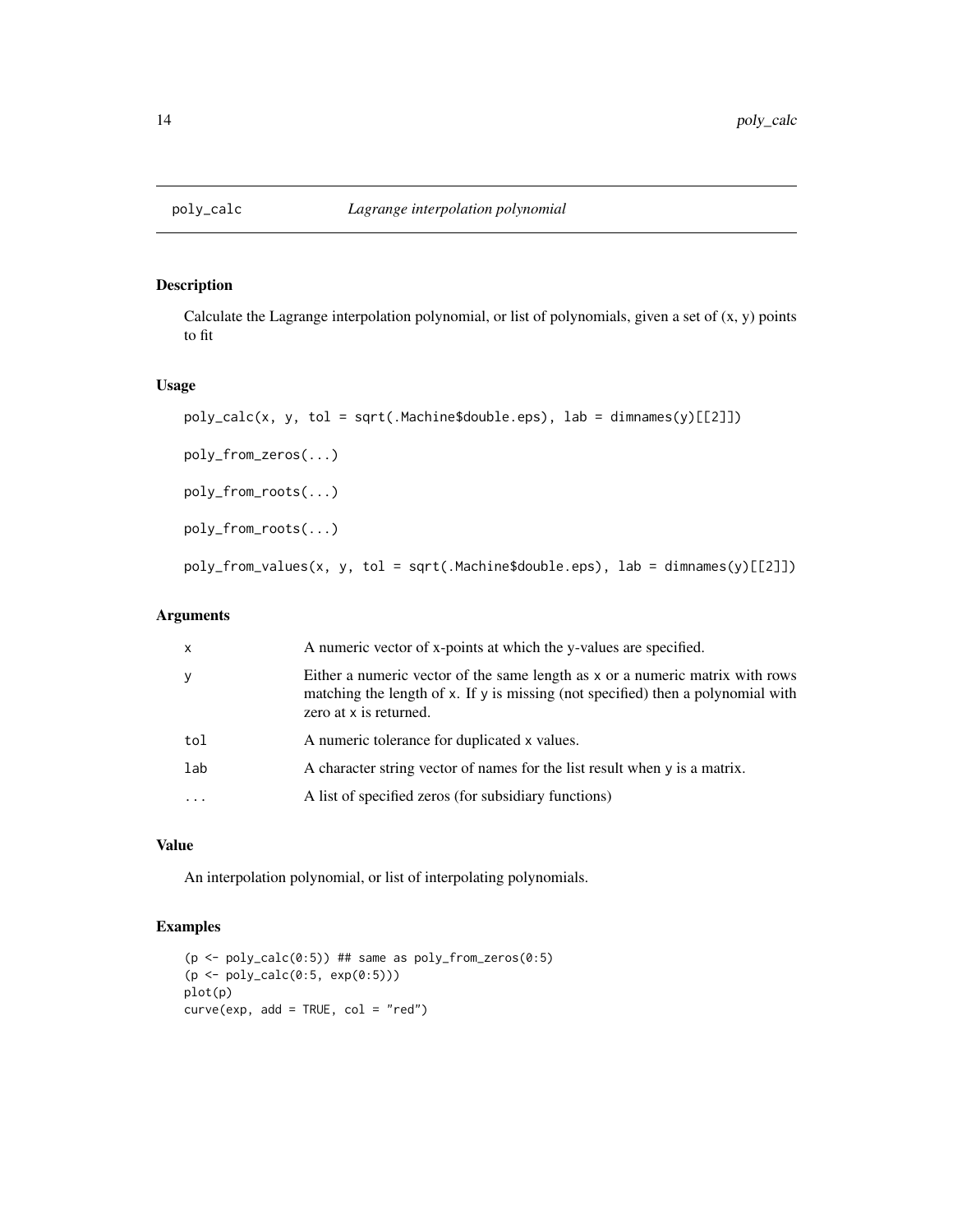# poly_calc *Lagrange interpolation polynomial*

## Description

Calculate the Lagrange interpolation polynomial, or list of polynomials, given a set of (x, y) points to fit

## Usage

```
poly_calc(x, y, tol = sqrt(.Machine$double.eps), lab = dimnames(y)[[2]])

poly_from_zeros(...)

poly_from_roots(...)

poly_from_roots(...)

poly_from_values(x, y, tol = sqrt(.Machine$double.eps), lab = dimnames(y)[[2]])
```

## Arguments

| | |
|---|---|
| `x` | A numeric vector of x-points at which the y-values are specified. |
| `y` | Either a numeric vector of the same length as `x` or a numeric matrix with rows matching the length of `x`. If `y` is missing (not specified) then a polynomial with zero at `x` is returned. |
| `tol` | A numeric tolerance for duplicated `x` values. |
| `lab` | A character string vector of names for the list result when `y` is a matrix. |
| `...` | A list of specified zeros (for subsidiary functions) |

## Value

An interpolation polynomial, or list of interpolating polynomials.

## Examples

```
(p <- poly_calc(0:5)) ## same as poly_from_zeros(0:5)
(p <- poly_calc(0:5, exp(0:5)))
plot(p)
curve(exp, add = TRUE, col = "red")
```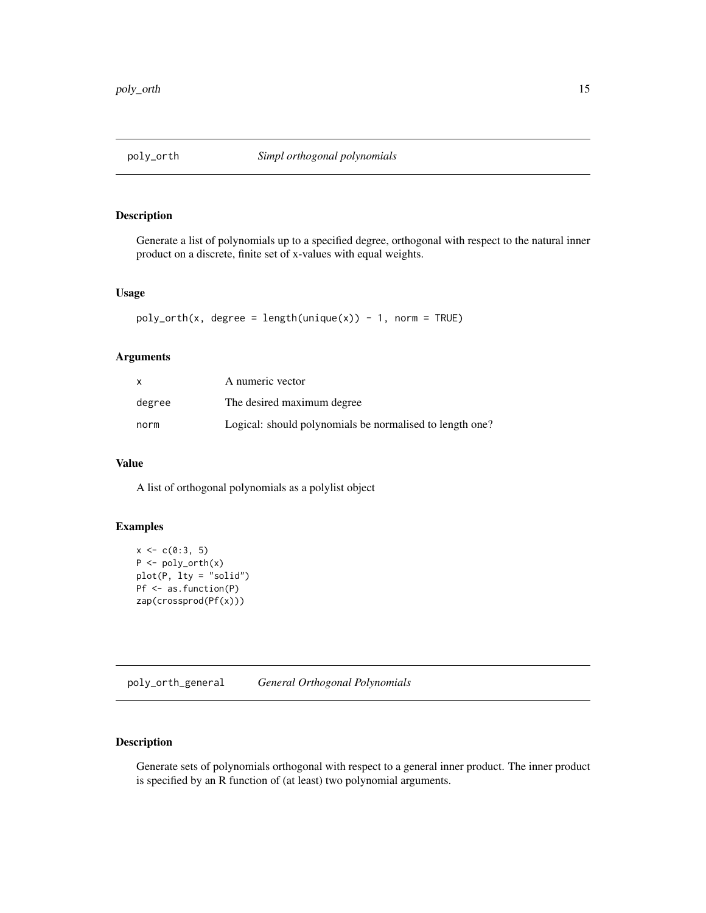## poly_orth — *Simpl orthogonal polynomials*

### Description

Generate a list of polynomials up to a specified degree, orthogonal with respect to the natural inner product on a discrete, finite set of x-values with equal weights.

### Usage

```
poly_orth(x, degree = length(unique(x)) - 1, norm = TRUE)
```

### Arguments

| | |
|---|---|
| `x` | A numeric vector |
| `degree` | The desired maximum degree |
| `norm` | Logical: should polynomials be normalised to length one? |

### Value

A list of orthogonal polynomials as a polylist object

### Examples

```
x <- c(0:3, 5)
P <- poly_orth(x)
plot(P, lty = "solid")
Pf <- as.function(P)
zap(crossprod(Pf(x)))
```

## poly_orth_general — *General Orthogonal Polynomials*

### Description

Generate sets of polynomials orthogonal with respect to a general inner product. The inner product is specified by an R function of (at least) two polynomial arguments.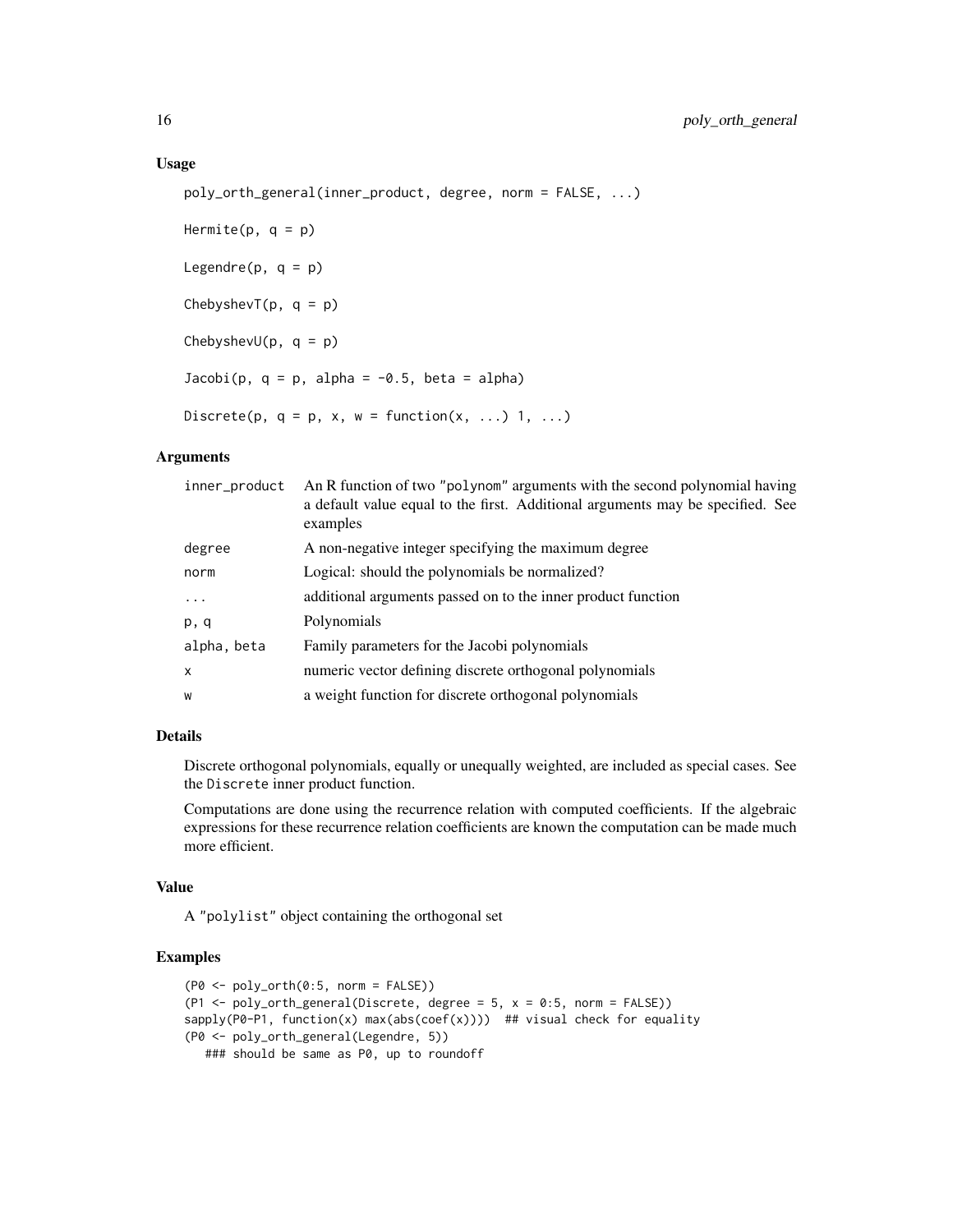### Usage

```
poly_orth_general(inner_product, degree, norm = FALSE, ...)

Hermite(p, q = p)

Legendre(p, q = p)

ChebyshevT(p, q = p)

ChebyshevU(p, q = p)

Jacobi(p, q = p, alpha = -0.5, beta = alpha)

Discrete(p, q = p, x, w = function(x, ...) 1, ...)
```

### Arguments

| | |
|---|---|
| `inner_product` | An R function of two "polynom" arguments with the second polynomial having a default value equal to the first. Additional arguments may be specified. See examples |
| `degree` | A non-negative integer specifying the maximum degree |
| `norm` | Logical: should the polynomials be normalized? |
| `...` | additional arguments passed on to the inner product function |
| `p, q` | Polynomials |
| `alpha, beta` | Family parameters for the Jacobi polynomials |
| `x` | numeric vector defining discrete orthogonal polynomials |
| `w` | a weight function for discrete orthogonal polynomials |

### Details

Discrete orthogonal polynomials, equally or unequally weighted, are included as special cases. See the `Discrete` inner product function.

Computations are done using the recurrence relation with computed coefficients. If the algebraic expressions for these recurrence relation coefficients are known the computation can be made much more efficient.

### Value

A "polylist" object containing the orthogonal set

### Examples

```
(P0 <- poly_orth(0:5, norm = FALSE))
(P1 <- poly_orth_general(Discrete, degree = 5, x = 0:5, norm = FALSE))
sapply(P0-P1, function(x) max(abs(coef(x))))  ## visual check for equality
(P0 <- poly_orth_general(Legendre, 5))
   ### should be same as P0, up to roundoff
```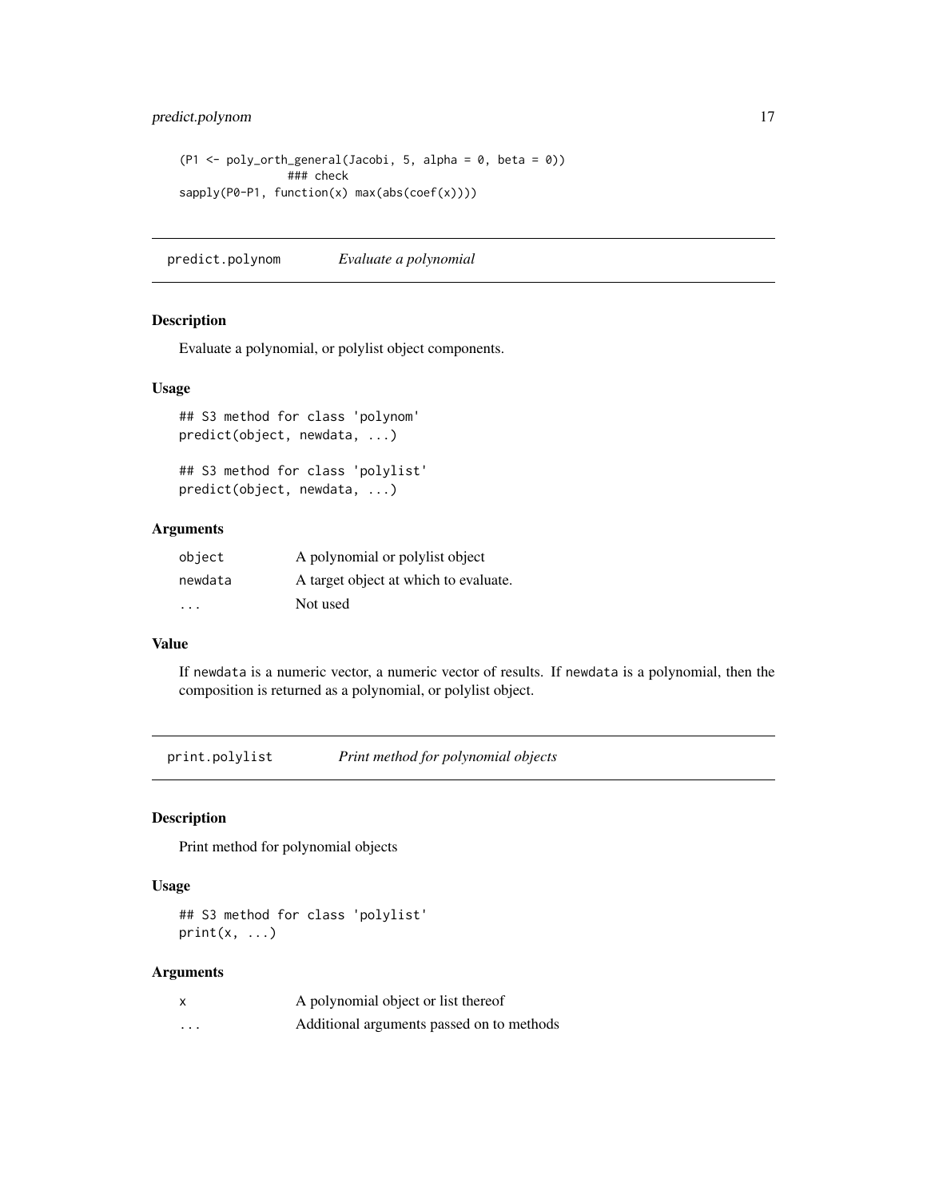```
(P1 <- poly_orth_general(Jacobi, 5, alpha = 0, beta = 0))
              ### check
sapply(P0-P1, function(x) max(abs(coef(x))))
```

## predict.polynom — *Evaluate a polynomial*

### Description

Evaluate a polynomial, or polylist object components.

### Usage

```
## S3 method for class 'polynom'
predict(object, newdata, ...)

## S3 method for class 'polylist'
predict(object, newdata, ...)
```

### Arguments

| | |
|---|---|
| `object` | A polynomial or polylist object |
| `newdata` | A target object at which to evaluate. |
| `...` | Not used |

### Value

If `newdata` is a numeric vector, a numeric vector of results. If `newdata` is a polynomial, then the composition is returned as a polynomial, or polylist object.

## print.polylist — *Print method for polynomial objects*

### Description

Print method for polynomial objects

### Usage

```
## S3 method for class 'polylist'
print(x, ...)
```

### Arguments

| | |
|---|---|
| `x` | A polynomial object or list thereof |
| `...` | Additional arguments passed on to methods |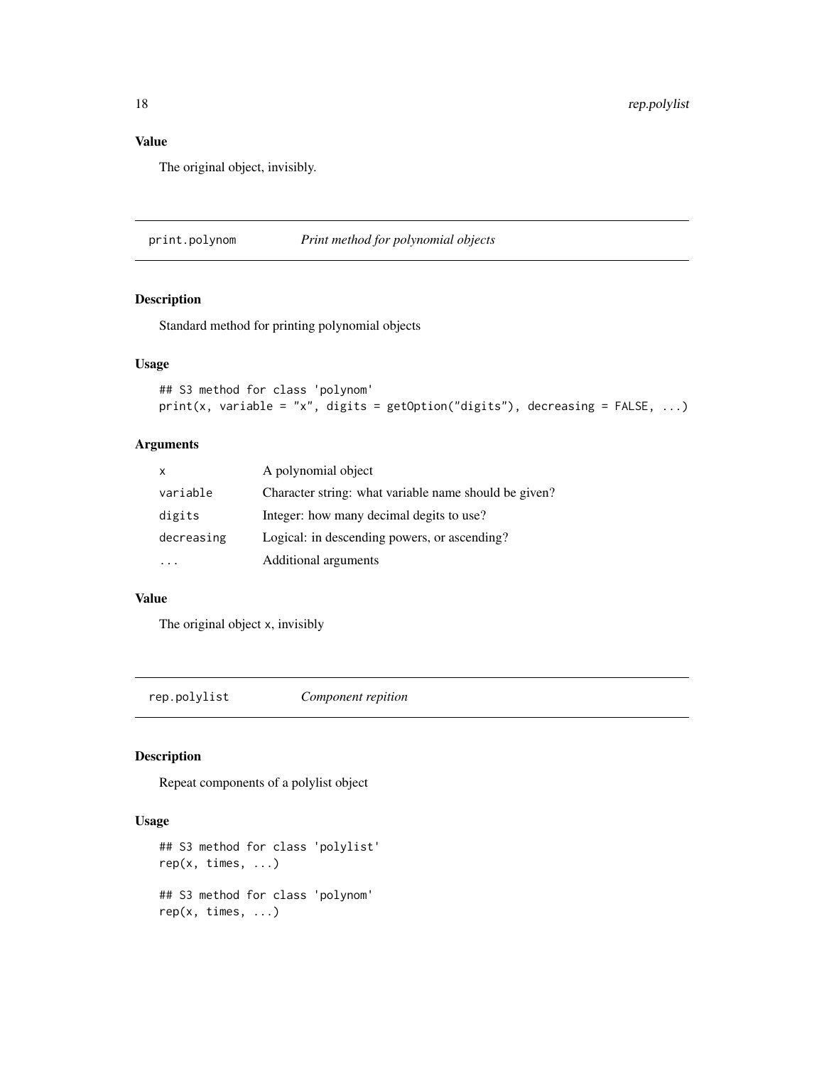## Value

The original object, invisibly.

---

## print.polynom — *Print method for polynomial objects*

### Description

Standard method for printing polynomial objects

### Usage

```
## S3 method for class 'polynom'
print(x, variable = "x", digits = getOption("digits"), decreasing = FALSE, ...)
```

### Arguments

| | |
|---|---|
| `x` | A polynomial object |
| `variable` | Character string: what variable name should be given? |
| `digits` | Integer: how many decimal degits to use? |
| `decreasing` | Logical: in descending powers, or ascending? |
| `...` | Additional arguments |

### Value

The original object `x`, invisibly

---

## rep.polylist — *Component repition*

### Description

Repeat components of a polylist object

### Usage

```
## S3 method for class 'polylist'
rep(x, times, ...)

## S3 method for class 'polynom'
rep(x, times, ...)
```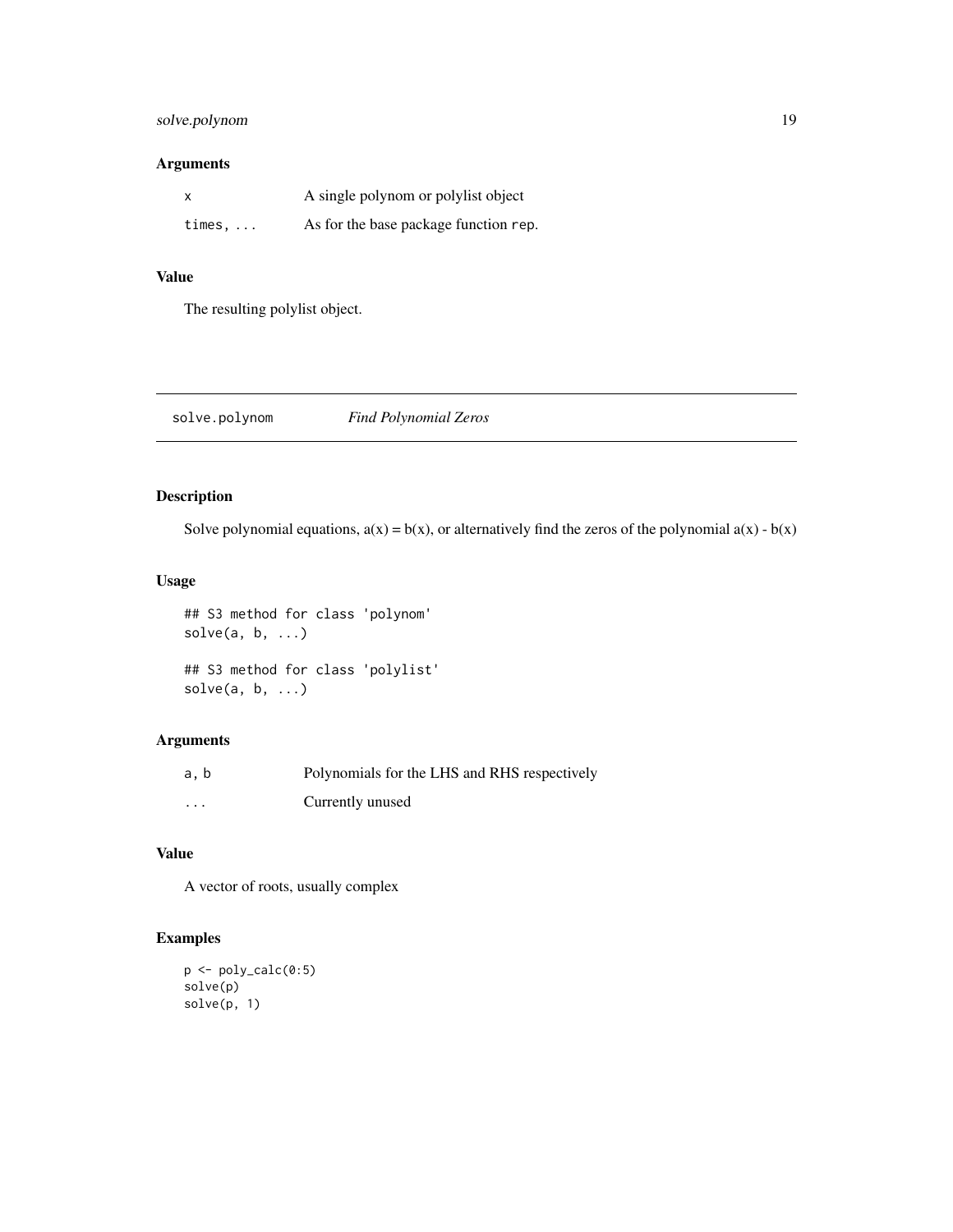### Arguments

| | |
|---|---|
| `x` | A single polynom or polylist object |
| `times, ...` | As for the base package function `rep`. |

### Value

The resulting polylist object.

---

## solve.polynom *Find Polynomial Zeros*

### Description

Solve polynomial equations, a(x) = b(x), or alternatively find the zeros of the polynomial a(x) - b(x)

### Usage

```
## S3 method for class 'polynom'
solve(a, b, ...)

## S3 method for class 'polylist'
solve(a, b, ...)
```

### Arguments

| | |
|---|---|
| `a, b` | Polynomials for the LHS and RHS respectively |
| `...` | Currently unused |

### Value

A vector of roots, usually complex

### Examples

```
p <- poly_calc(0:5)
solve(p)
solve(p, 1)
```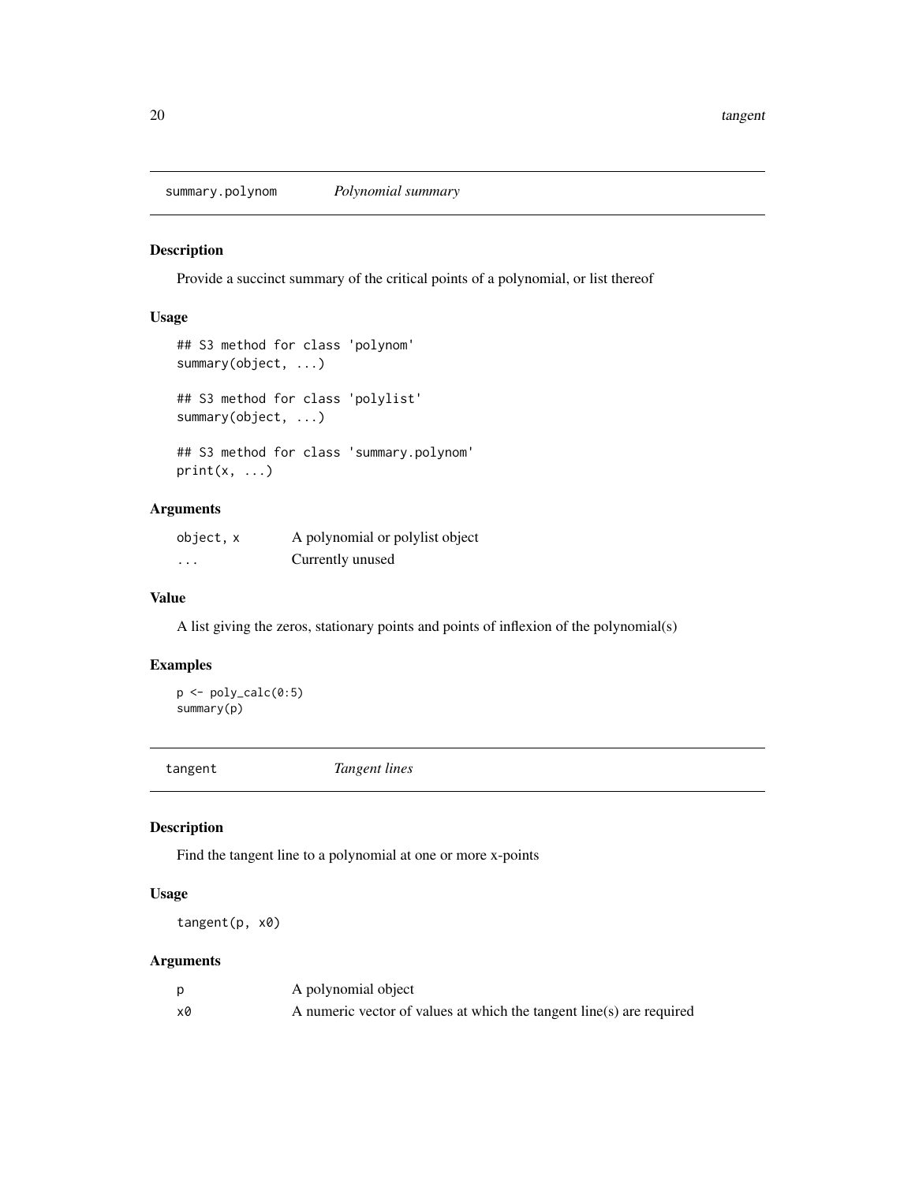## summary.polynom *Polynomial summary*

### Description

Provide a succinct summary of the critical points of a polynomial, or list thereof

### Usage

```
## S3 method for class 'polynom'
summary(object, ...)

## S3 method for class 'polylist'
summary(object, ...)

## S3 method for class 'summary.polynom'
print(x, ...)
```

### Arguments

| | |
|---|---|
| `object, x` | A polynomial or polylist object |
| `...` | Currently unused |

### Value

A list giving the zeros, stationary points and points of inflexion of the polynomial(s)

### Examples

```
p <- poly_calc(0:5)
summary(p)
```

## tangent *Tangent lines*

### Description

Find the tangent line to a polynomial at one or more x-points

### Usage

```
tangent(p, x0)
```

### Arguments

| | |
|---|---|
| `p` | A polynomial object |
| `x0` | A numeric vector of values at which the tangent line(s) are required |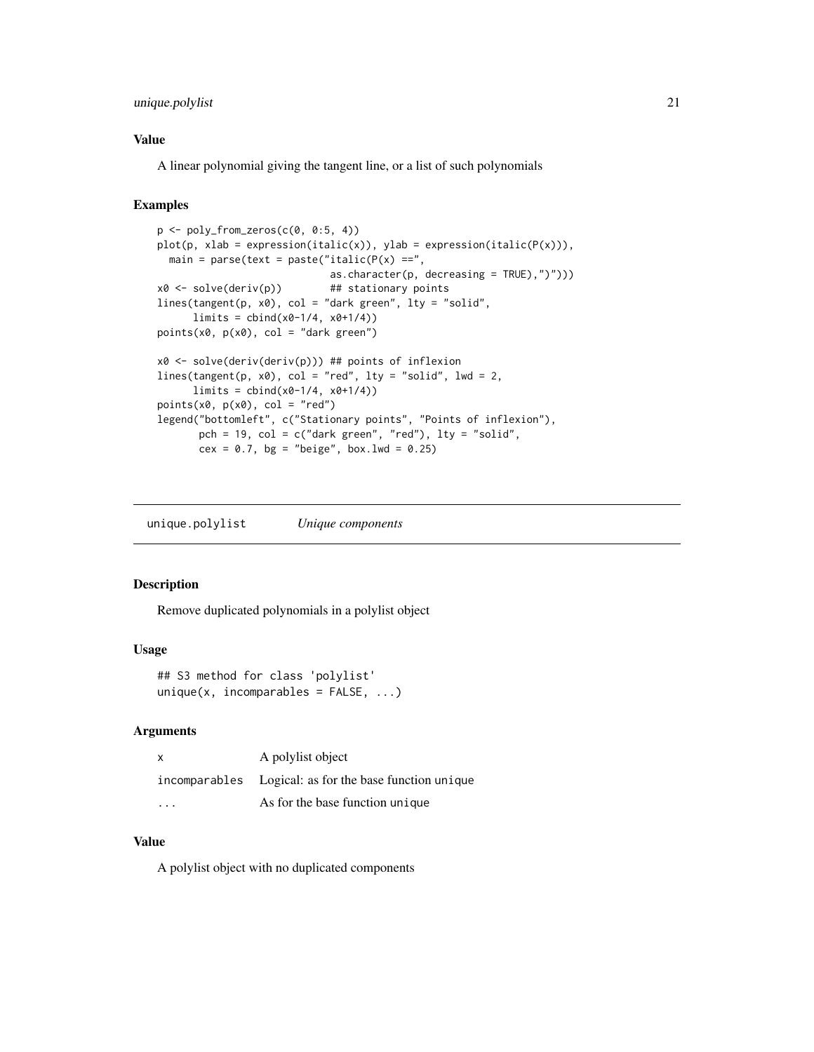### Value

A linear polynomial giving the tangent line, or a list of such polynomials

### Examples

```
p <- poly_from_zeros(c(0, 0:5, 4))
plot(p, xlab = expression(italic(x)), ylab = expression(italic(P(x))),
  main = parse(text = paste("italic(P(x) ==",
                            as.character(p, decreasing = TRUE),")")))
x0 <- solve(deriv(p))        ## stationary points
lines(tangent(p, x0), col = "dark green", lty = "solid",
      limits = cbind(x0-1/4, x0+1/4))
points(x0, p(x0), col = "dark green")

x0 <- solve(deriv(deriv(p))) ## points of inflexion
lines(tangent(p, x0), col = "red", lty = "solid", lwd = 2,
      limits = cbind(x0-1/4, x0+1/4))
points(x0, p(x0), col = "red")
legend("bottomleft", c("Stationary points", "Points of inflexion"),
       pch = 19, col = c("dark green", "red"), lty = "solid",
       cex = 0.7, bg = "beige", box.lwd = 0.25)
```

---

## unique.polylist    *Unique components*

### Description

Remove duplicated polynomials in a polylist object

### Usage

```
## S3 method for class 'polylist'
unique(x, incomparables = FALSE, ...)
```

### Arguments

| | |
|---|---|
| x | A polylist object |
| incomparables | Logical: as for the base function unique |
| ... | As for the base function unique |

### Value

A polylist object with no duplicated components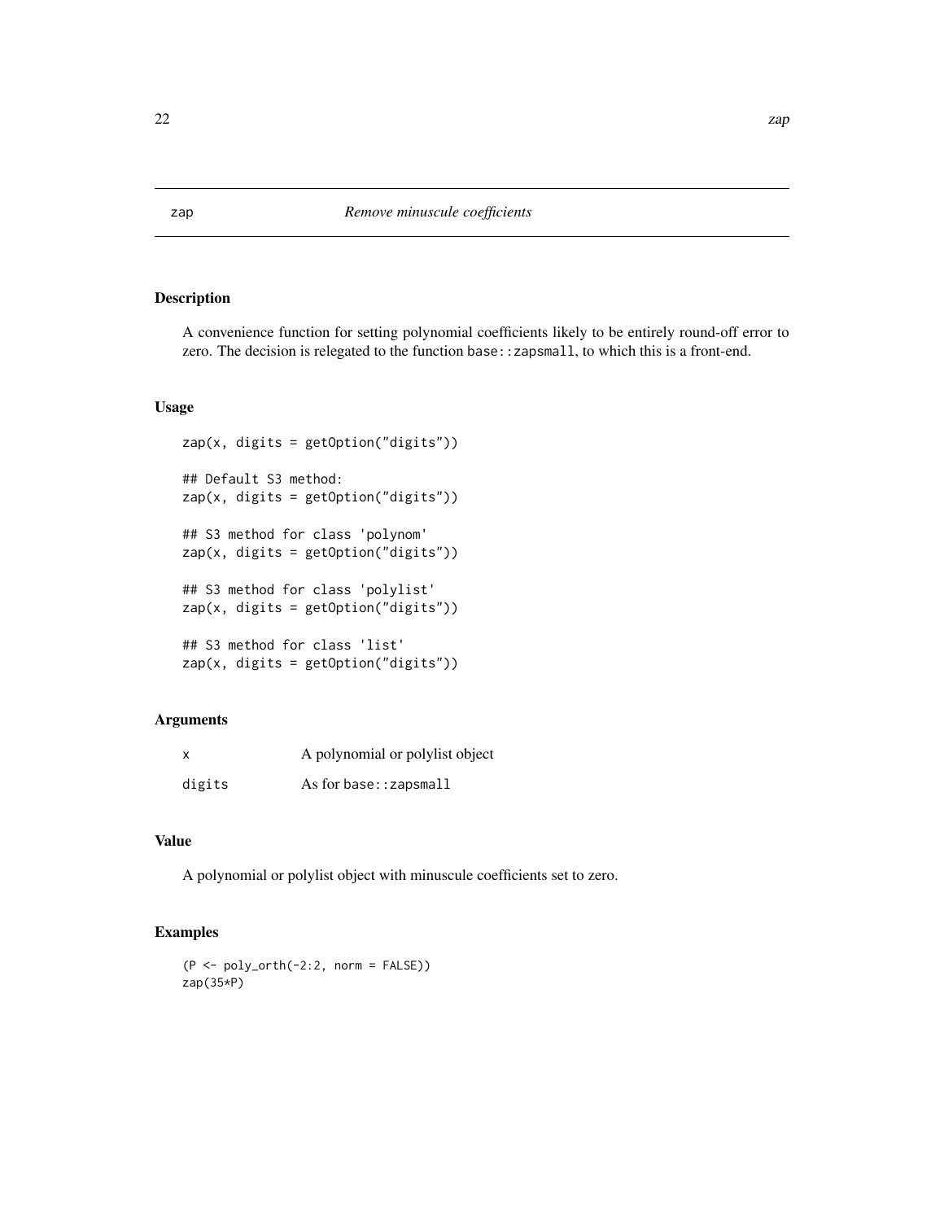# zap *Remove minuscule coefficients*

## Description

A convenience function for setting polynomial coefficients likely to be entirely round-off error to zero. The decision is relegated to the function `base::zapsmall`, to which this is a front-end.

## Usage

```
zap(x, digits = getOption("digits"))

## Default S3 method:
zap(x, digits = getOption("digits"))

## S3 method for class 'polynom'
zap(x, digits = getOption("digits"))

## S3 method for class 'polylist'
zap(x, digits = getOption("digits"))

## S3 method for class 'list'
zap(x, digits = getOption("digits"))
```

## Arguments

| | |
|---|---|
| `x` | A polynomial or polylist object |
| `digits` | As for `base::zapsmall` |

## Value

A polynomial or polylist object with minuscule coefficients set to zero.

## Examples

```
(P <- poly_orth(-2:2, norm = FALSE))
zap(35*P)
```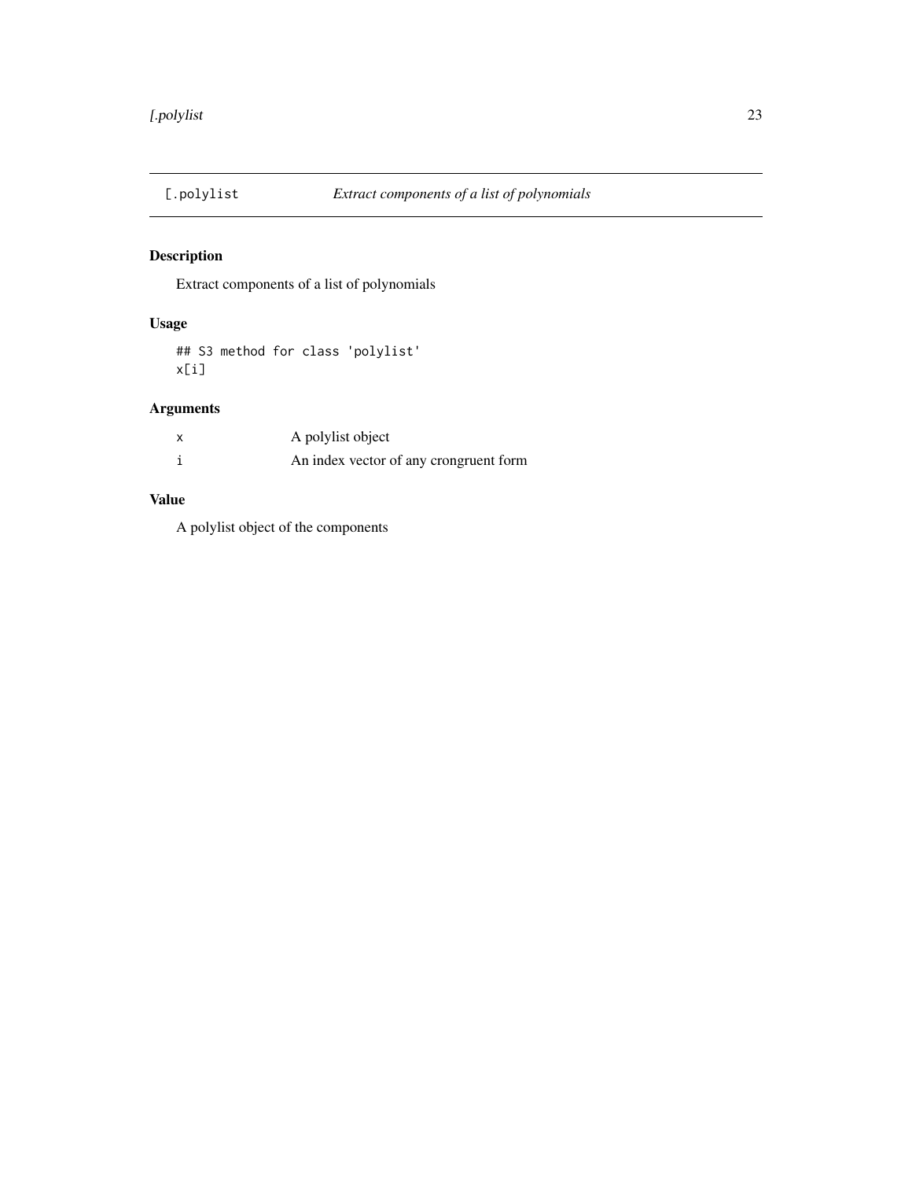## [.polylist — *Extract components of a list of polynomials*

### Description

Extract components of a list of polynomials

### Usage

```
## S3 method for class 'polylist'
x[i]
```

### Arguments

| | |
|---|---|
| x | A polylist object |
| i | An index vector of any crongruent form |

### Value

A polylist object of the components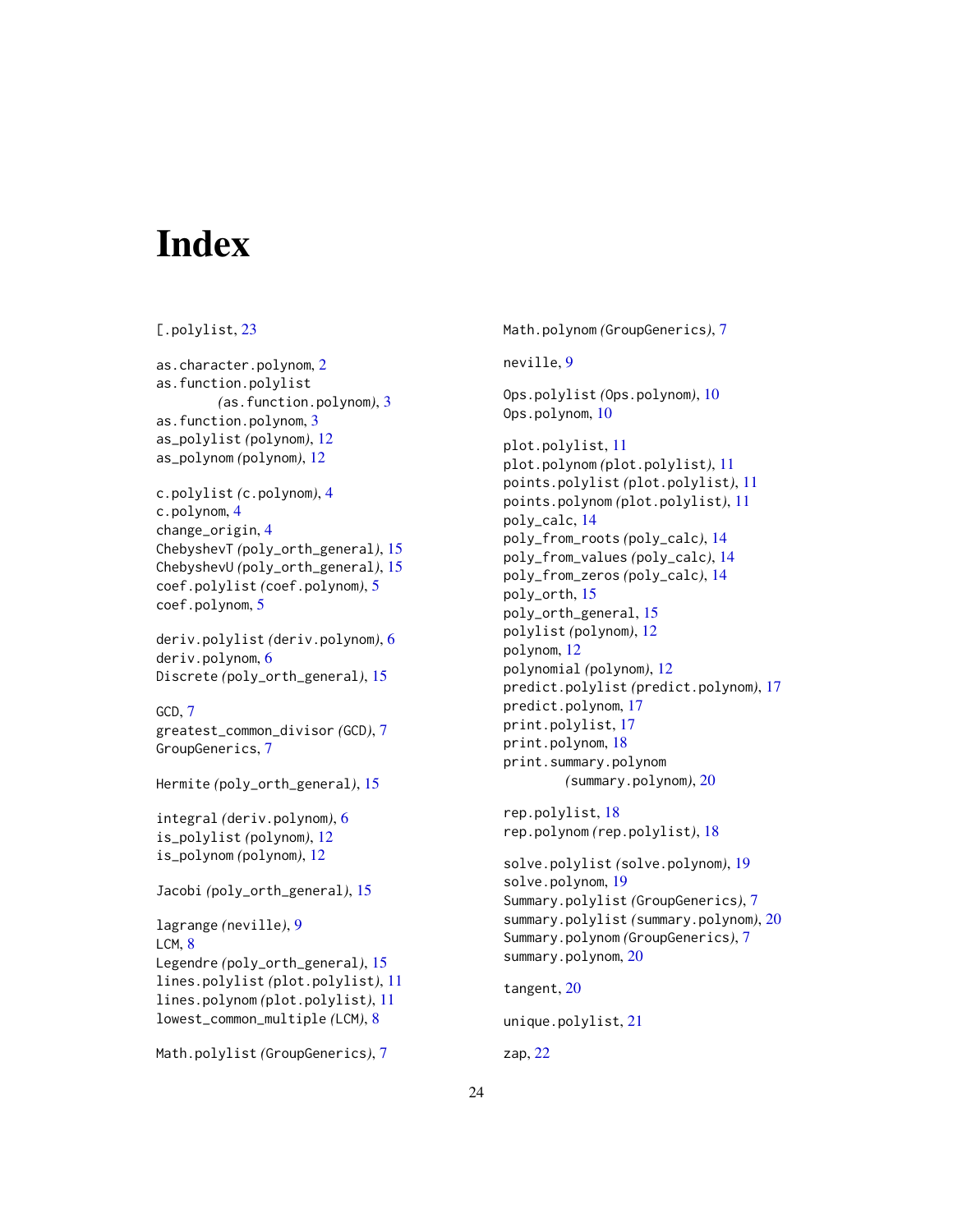# Index

[.polylist, 23

as.character.polynom, 2
as.function.polylist (as.function.polynom), 3
as.function.polynom, 3
as_polylist (polynom), 12
as_polynom (polynom), 12

c.polylist (c.polynom), 4
c.polynom, 4
change_origin, 4
ChebyshevT (poly_orth_general), 15
ChebyshevU (poly_orth_general), 15
coef.polylist (coef.polynom), 5
coef.polynom, 5

deriv.polylist (deriv.polynom), 6
deriv.polynom, 6
Discrete (poly_orth_general), 15

GCD, 7
greatest_common_divisor (GCD), 7
GroupGenerics, 7

Hermite (poly_orth_general), 15

integral (deriv.polynom), 6
is_polylist (polynom), 12
is_polynom (polynom), 12

Jacobi (poly_orth_general), 15

lagrange (neville), 9
LCM, 8
Legendre (poly_orth_general), 15
lines.polylist (plot.polylist), 11
lines.polynom (plot.polylist), 11
lowest_common_multiple (LCM), 8

Math.polylist (GroupGenerics), 7
Math.polynom (GroupGenerics), 7

neville, 9

Ops.polylist (Ops.polynom), 10
Ops.polynom, 10

plot.polylist, 11
plot.polynom (plot.polylist), 11
points.polylist (plot.polylist), 11
points.polynom (plot.polylist), 11
poly_calc, 14
poly_from_roots (poly_calc), 14
poly_from_values (poly_calc), 14
poly_from_zeros (poly_calc), 14
poly_orth, 15
poly_orth_general, 15
polylist (polynom), 12
polynom, 12
polynomial (polynom), 12
predict.polylist (predict.polynom), 17
predict.polynom, 17
print.polylist, 17
print.polynom, 18
print.summary.polynom (summary.polynom), 20

rep.polylist, 18
rep.polynom (rep.polylist), 18

solve.polylist (solve.polynom), 19
solve.polynom, 19
Summary.polylist (GroupGenerics), 7
summary.polylist (summary.polynom), 20
Summary.polynom (GroupGenerics), 7
summary.polynom, 20

tangent, 20

unique.polylist, 21

zap, 22